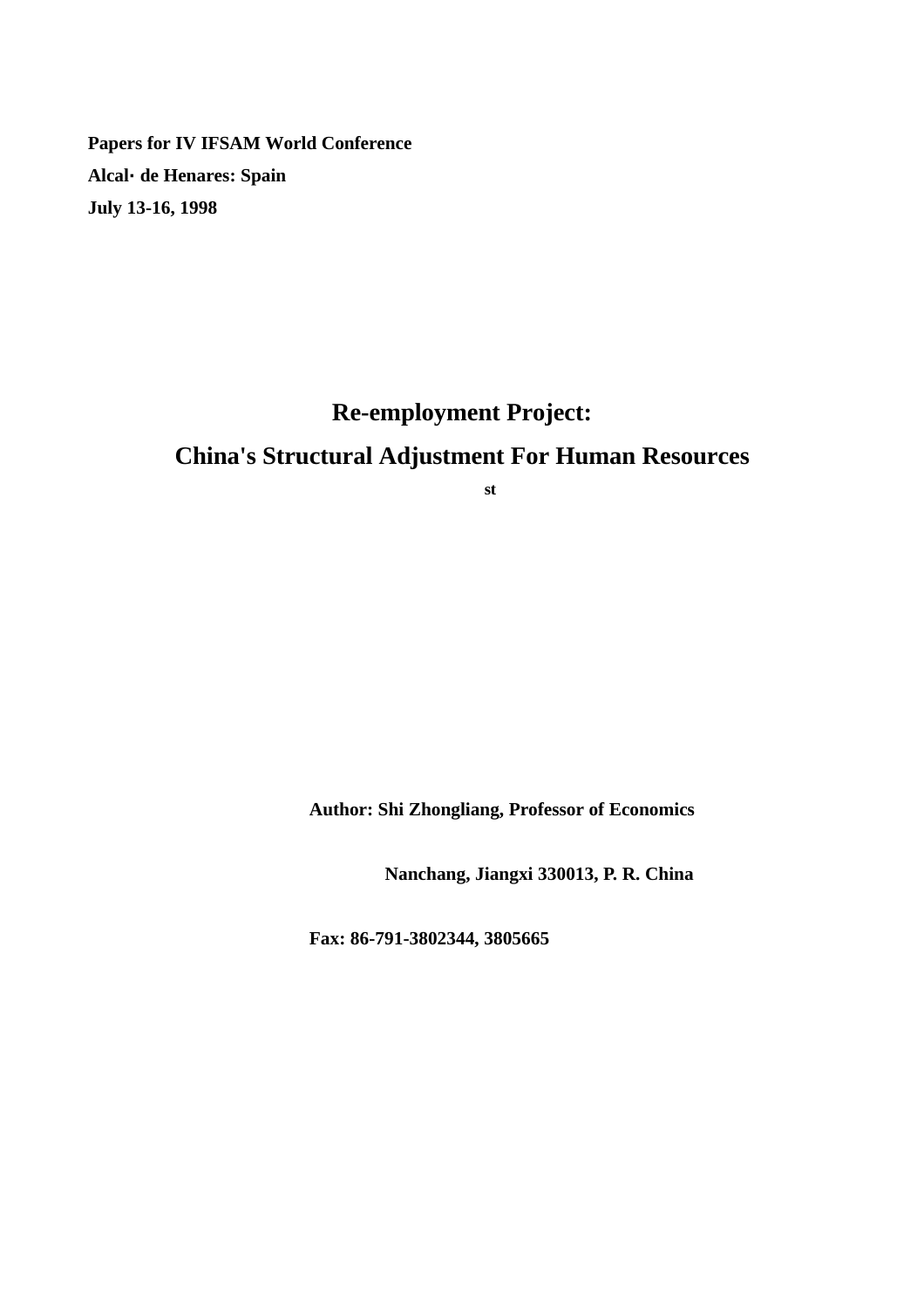**Papers for IV IFSAM World Conference**

**Alcal· de Henares: Spain**

**July 13-16, 1998**

# Re-employment Project:

# China's Structural Adjustment For Human Resources

**st**

**Author: Shi Zhongliang, Professor of Economics**

**Nanchang, Jiangxi 330013, P. R. China**

**Fax: 86-791-3802344, 3805665**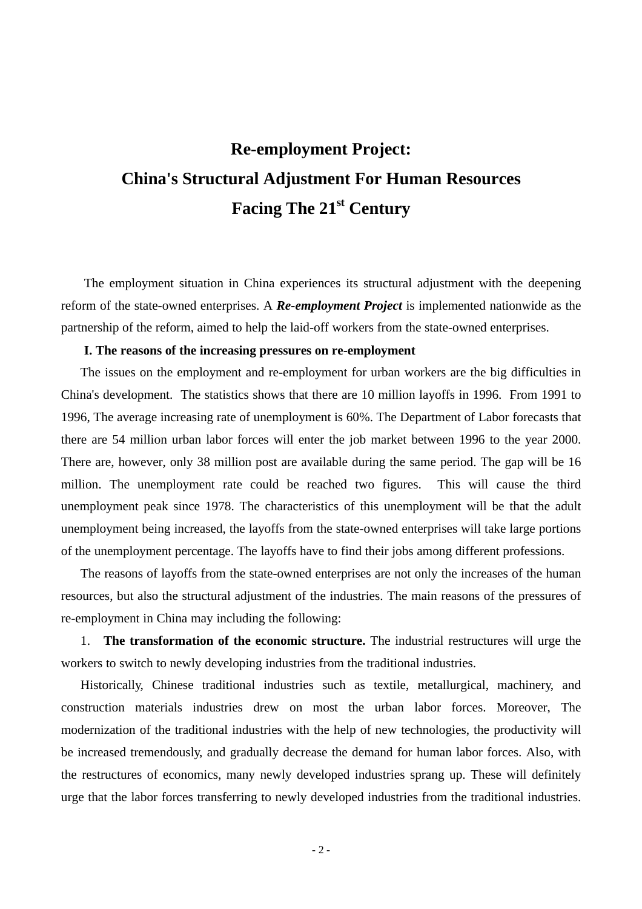# Re-employment Project:
# China's Structural Adjustment For Human Resources
# Facing The 21st Century

The employment situation in China experiences its structural adjustment with the deepening reform of the state-owned enterprises. A ***Re-employment Project*** is implemented nationwide as the partnership of the reform, aimed to help the laid-off workers from the state-owned enterprises.

**I. The reasons of the increasing pressures on re-employment**

The issues on the employment and re-employment for urban workers are the big difficulties in China's development. The statistics shows that there are 10 million layoffs in 1996. From 1991 to 1996, The average increasing rate of unemployment is 60%. The Department of Labor forecasts that there are 54 million urban labor forces will enter the job market between 1996 to the year 2000. There are, however, only 38 million post are available during the same period. The gap will be 16 million. The unemployment rate could be reached two figures. This will cause the third unemployment peak since 1978. The characteristics of this unemployment will be that the adult unemployment being increased, the layoffs from the state-owned enterprises will take large portions of the unemployment percentage. The layoffs have to find their jobs among different professions.

The reasons of layoffs from the state-owned enterprises are not only the increases of the human resources, but also the structural adjustment of the industries. The main reasons of the pressures of re-employment in China may including the following:

1. **The transformation of the economic structure.** The industrial restructures will urge the workers to switch to newly developing industries from the traditional industries.

Historically, Chinese traditional industries such as textile, metallurgical, machinery, and construction materials industries drew on most the urban labor forces. Moreover, The modernization of the traditional industries with the help of new technologies, the productivity will be increased tremendously, and gradually decrease the demand for human labor forces. Also, with the restructures of economics, many newly developed industries sprang up. These will definitely urge that the labor forces transferring to newly developed industries from the traditional industries.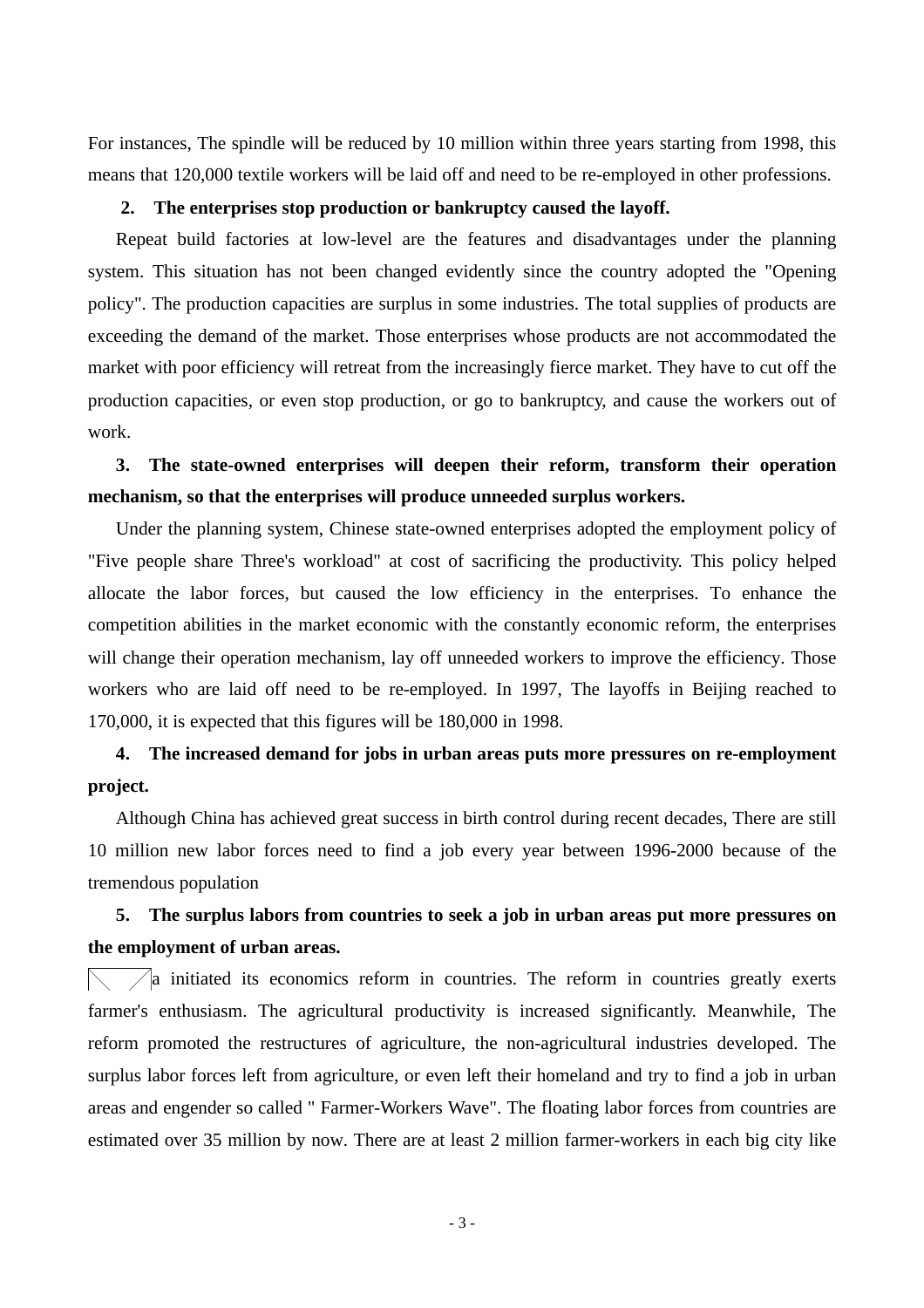For instances, The spindle will be reduced by 10 million within three years starting from 1998, this means that 120,000 textile workers will be laid off and need to be re-employed in other professions.

**2. The enterprises stop production or bankruptcy caused the layoff.**

Repeat build factories at low-level are the features and disadvantages under the planning system. This situation has not been changed evidently since the country adopted the "Opening policy". The production capacities are surplus in some industries. The total supplies of products are exceeding the demand of the market. Those enterprises whose products are not accommodated the market with poor efficiency will retreat from the increasingly fierce market. They have to cut off the production capacities, or even stop production, or go to bankruptcy, and cause the workers out of work.

**3. The state-owned enterprises will deepen their reform, transform their operation mechanism, so that the enterprises will produce unneeded surplus workers.**

Under the planning system, Chinese state-owned enterprises adopted the employment policy of "Five people share Three's workload" at cost of sacrificing the productivity. This policy helped allocate the labor forces, but caused the low efficiency in the enterprises. To enhance the competition abilities in the market economic with the constantly economic reform, the enterprises will change their operation mechanism, lay off unneeded workers to improve the efficiency. Those workers who are laid off need to be re-employed. In 1997, The layoffs in Beijing reached to 170,000, it is expected that this figures will be 180,000 in 1998.

**4. The increased demand for jobs in urban areas puts more pressures on re-employment project.**

Although China has achieved great success in birth control during recent decades, There are still 10 million new labor forces need to find a job every year between 1996-2000 because of the tremendous population

**5. The surplus labors from countries to seek a job in urban areas put more pressures on the employment of urban areas.**

a initiated its economics reform in countries. The reform in countries greatly exerts farmer's enthusiasm. The agricultural productivity is increased significantly. Meanwhile, The reform promoted the restructures of agriculture, the non-agricultural industries developed. The surplus labor forces left from agriculture, or even left their homeland and try to find a job in urban areas and engender so called " Farmer-Workers Wave". The floating labor forces from countries are estimated over 35 million by now. There are at least 2 million farmer-workers in each big city like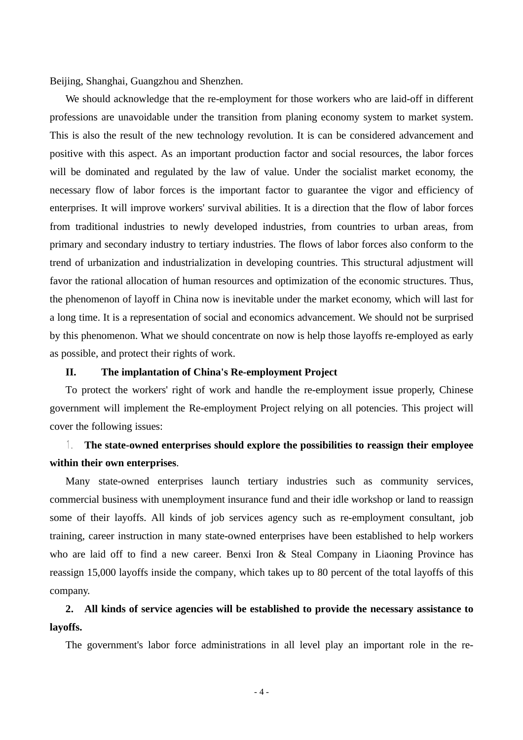Beijing, Shanghai, Guangzhou and Shenzhen.

We should acknowledge that the re-employment for those workers who are laid-off in different professions are unavoidable under the transition from planing economy system to market system. This is also the result of the new technology revolution. It is can be considered advancement and positive with this aspect. As an important production factor and social resources, the labor forces will be dominated and regulated by the law of value. Under the socialist market economy, the necessary flow of labor forces is the important factor to guarantee the vigor and efficiency of enterprises. It will improve workers' survival abilities. It is a direction that the flow of labor forces from traditional industries to newly developed industries, from countries to urban areas, from primary and secondary industry to tertiary industries. The flows of labor forces also conform to the trend of urbanization and industrialization in developing countries. This structural adjustment will favor the rational allocation of human resources and optimization of the economic structures. Thus, the phenomenon of layoff in China now is inevitable under the market economy, which will last for a long time. It is a representation of social and economics advancement. We should not be surprised by this phenomenon. What we should concentrate on now is help those layoffs re-employed as early as possible, and protect their rights of work.

## II. The implantation of China's Re-employment Project

To protect the workers' right of work and handle the re-employment issue properly, Chinese government will implement the Re-employment Project relying on all potencies. This project will cover the following issues:

1. **The state-owned enterprises should explore the possibilities to reassign their employee within their own enterprises**.

Many state-owned enterprises launch tertiary industries such as community services, commercial business with unemployment insurance fund and their idle workshop or land to reassign some of their layoffs. All kinds of job services agency such as re-employment consultant, job training, career instruction in many state-owned enterprises have been established to help workers who are laid off to find a new career. Benxi Iron & Steal Company in Liaoning Province has reassign 15,000 layoffs inside the company, which takes up to 80 percent of the total layoffs of this company.

2. **All kinds of service agencies will be established to provide the necessary assistance to layoffs.**

The government's labor force administrations in all level play an important role in the re-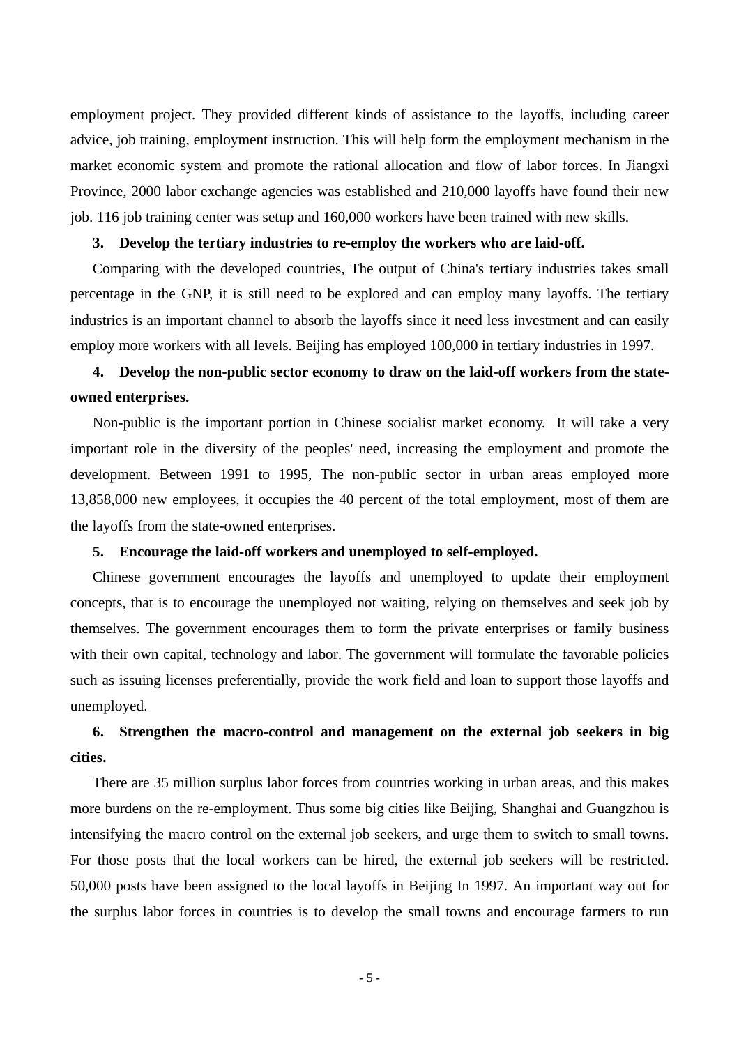employment project. They provided different kinds of assistance to the layoffs, including career advice, job training, employment instruction. This will help form the employment mechanism in the market economic system and promote the rational allocation and flow of labor forces. In Jiangxi Province, 2000 labor exchange agencies was established and 210,000 layoffs have found their new job. 116 job training center was setup and 160,000 workers have been trained with new skills.

**3. Develop the tertiary industries to re-employ the workers who are laid-off.**

Comparing with the developed countries, The output of China's tertiary industries takes small percentage in the GNP, it is still need to be explored and can employ many layoffs. The tertiary industries is an important channel to absorb the layoffs since it need less investment and can easily employ more workers with all levels. Beijing has employed 100,000 in tertiary industries in 1997.

**4. Develop the non-public sector economy to draw on the laid-off workers from the state-owned enterprises.**

Non-public is the important portion in Chinese socialist market economy. It will take a very important role in the diversity of the peoples' need, increasing the employment and promote the development. Between 1991 to 1995, The non-public sector in urban areas employed more 13,858,000 new employees, it occupies the 40 percent of the total employment, most of them are the layoffs from the state-owned enterprises.

**5. Encourage the laid-off workers and unemployed to self-employed.**

Chinese government encourages the layoffs and unemployed to update their employment concepts, that is to encourage the unemployed not waiting, relying on themselves and seek job by themselves. The government encourages them to form the private enterprises or family business with their own capital, technology and labor. The government will formulate the favorable policies such as issuing licenses preferentially, provide the work field and loan to support those layoffs and unemployed.

**6. Strengthen the macro-control and management on the external job seekers in big cities.**

There are 35 million surplus labor forces from countries working in urban areas, and this makes more burdens on the re-employment. Thus some big cities like Beijing, Shanghai and Guangzhou is intensifying the macro control on the external job seekers, and urge them to switch to small towns. For those posts that the local workers can be hired, the external job seekers will be restricted. 50,000 posts have been assigned to the local layoffs in Beijing In 1997. An important way out for the surplus labor forces in countries is to develop the small towns and encourage farmers to run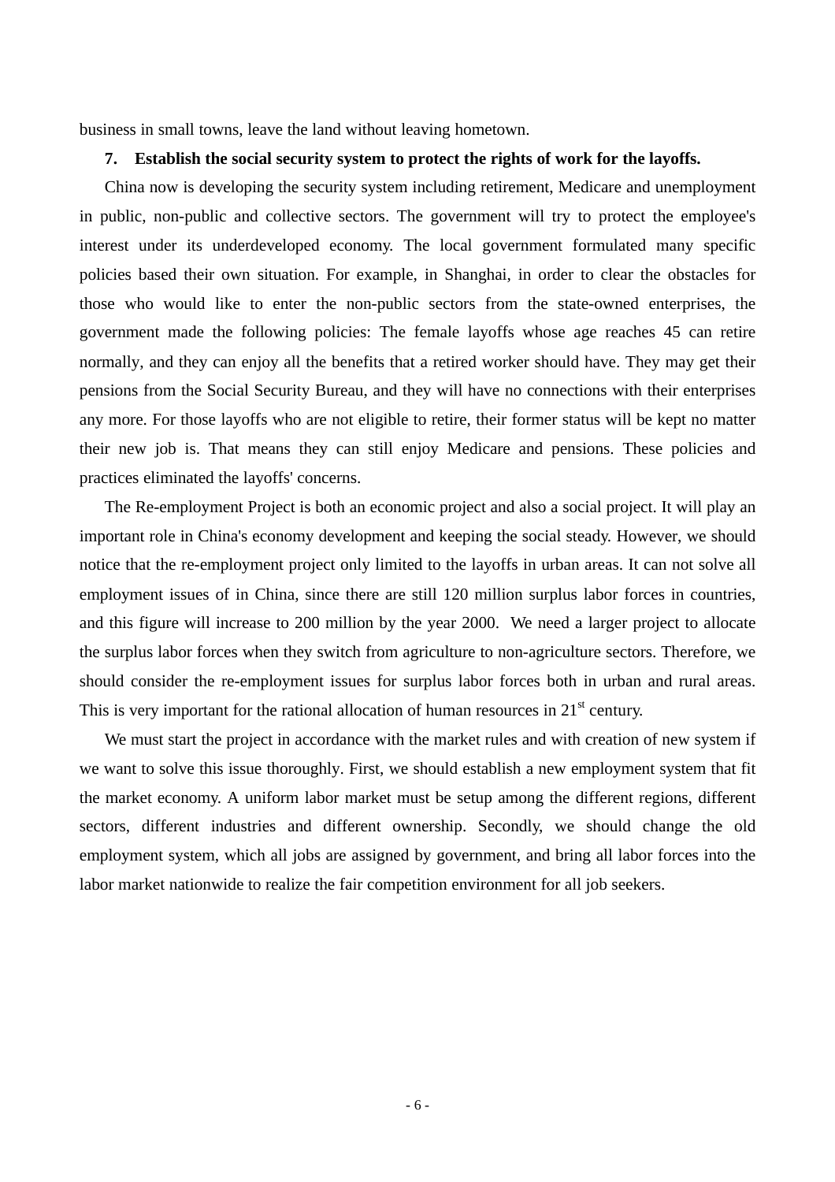business in small towns, leave the land without leaving hometown.

**7. Establish the social security system to protect the rights of work for the layoffs.**

China now is developing the security system including retirement, Medicare and unemployment in public, non-public and collective sectors. The government will try to protect the employee's interest under its underdeveloped economy. The local government formulated many specific policies based their own situation. For example, in Shanghai, in order to clear the obstacles for those who would like to enter the non-public sectors from the state-owned enterprises, the government made the following policies: The female layoffs whose age reaches 45 can retire normally, and they can enjoy all the benefits that a retired worker should have. They may get their pensions from the Social Security Bureau, and they will have no connections with their enterprises any more. For those layoffs who are not eligible to retire, their former status will be kept no matter their new job is. That means they can still enjoy Medicare and pensions. These policies and practices eliminated the layoffs' concerns.

The Re-employment Project is both an economic project and also a social project. It will play an important role in China's economy development and keeping the social steady. However, we should notice that the re-employment project only limited to the layoffs in urban areas. It can not solve all employment issues of in China, since there are still 120 million surplus labor forces in countries, and this figure will increase to 200 million by the year 2000. We need a larger project to allocate the surplus labor forces when they switch from agriculture to non-agriculture sectors. Therefore, we should consider the re-employment issues for surplus labor forces both in urban and rural areas. This is very important for the rational allocation of human resources in 21st century.

We must start the project in accordance with the market rules and with creation of new system if we want to solve this issue thoroughly. First, we should establish a new employment system that fit the market economy. A uniform labor market must be setup among the different regions, different sectors, different industries and different ownership. Secondly, we should change the old employment system, which all jobs are assigned by government, and bring all labor forces into the labor market nationwide to realize the fair competition environment for all job seekers.